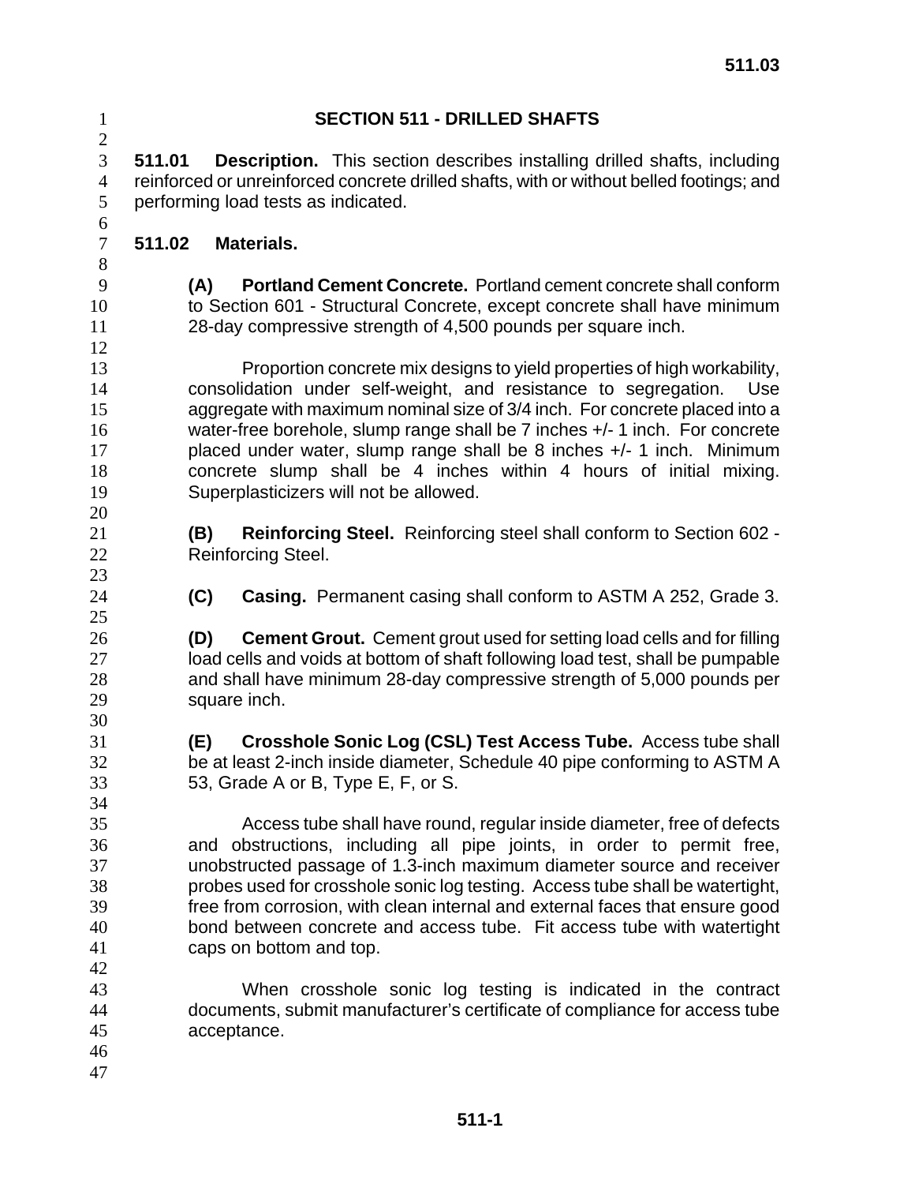# SECTION 511 - DRILLED SHAFTS

**511.01 Description.** This section describes installing drilled shafts, including reinforced or unreinforced concrete drilled shafts, with or without belled footings; and performing load tests as indicated.

## 511.02 Materials.

**(A) Portland Cement Concrete.** Portland cement concrete shall conform to Section 601 - Structural Concrete, except concrete shall have minimum 28-day compressive strength of 4,500 pounds per square inch.

Proportion concrete mix designs to yield properties of high workability, consolidation under self-weight, and resistance to segregation. Use aggregate with maximum nominal size of 3/4 inch. For concrete placed into a water-free borehole, slump range shall be 7 inches +/- 1 inch. For concrete placed under water, slump range shall be 8 inches +/- 1 inch. Minimum concrete slump shall be 4 inches within 4 hours of initial mixing. Superplasticizers will not be allowed.

**(B) Reinforcing Steel.** Reinforcing steel shall conform to Section 602 - Reinforcing Steel.

**(C) Casing.** Permanent casing shall conform to ASTM A 252, Grade 3.

**(D) Cement Grout.** Cement grout used for setting load cells and for filling load cells and voids at bottom of shaft following load test, shall be pumpable and shall have minimum 28-day compressive strength of 5,000 pounds per square inch.

**(E) Crosshole Sonic Log (CSL) Test Access Tube.** Access tube shall be at least 2-inch inside diameter, Schedule 40 pipe conforming to ASTM A 53, Grade A or B, Type E, F, or S.

Access tube shall have round, regular inside diameter, free of defects and obstructions, including all pipe joints, in order to permit free, unobstructed passage of 1.3-inch maximum diameter source and receiver probes used for crosshole sonic log testing. Access tube shall be watertight, free from corrosion, with clean internal and external faces that ensure good bond between concrete and access tube. Fit access tube with watertight caps on bottom and top.

When crosshole sonic log testing is indicated in the contract documents, submit manufacturer's certificate of compliance for access tube acceptance.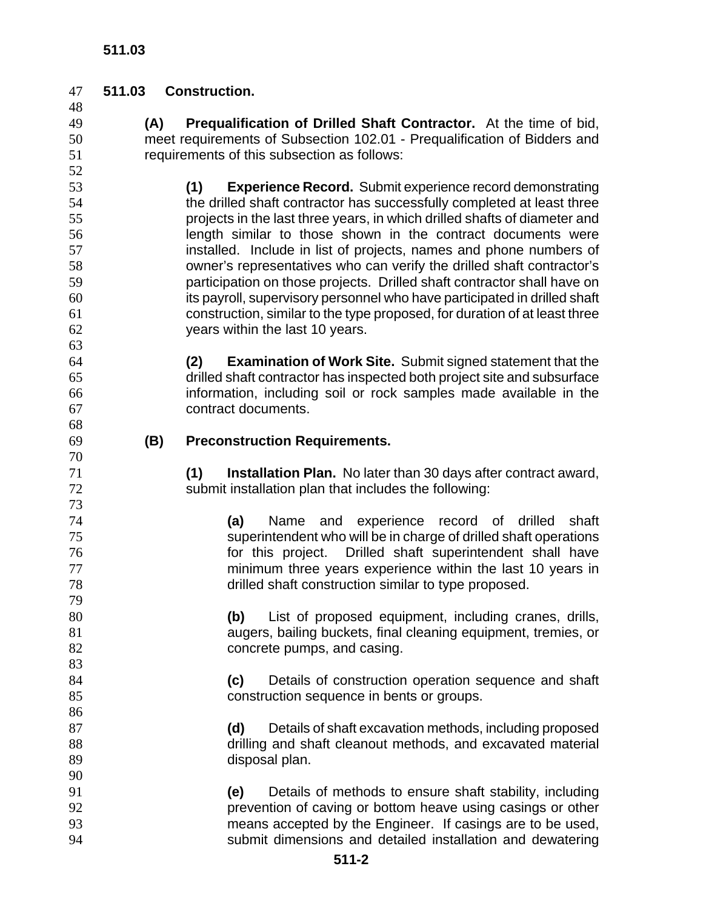## 511.03 Construction.

**(A) Prequalification of Drilled Shaft Contractor.** At the time of bid, meet requirements of Subsection 102.01 - Prequalification of Bidders and requirements of this subsection as follows:

**(1) Experience Record.** Submit experience record demonstrating the drilled shaft contractor has successfully completed at least three projects in the last three years, in which drilled shafts of diameter and length similar to those shown in the contract documents were installed. Include in list of projects, names and phone numbers of owner's representatives who can verify the drilled shaft contractor's participation on those projects. Drilled shaft contractor shall have on its payroll, supervisory personnel who have participated in drilled shaft construction, similar to the type proposed, for duration of at least three years within the last 10 years.

**(2) Examination of Work Site.** Submit signed statement that the drilled shaft contractor has inspected both project site and subsurface information, including soil or rock samples made available in the contract documents.

**(B) Preconstruction Requirements.**

**(1) Installation Plan.** No later than 30 days after contract award, submit installation plan that includes the following:

**(a)** Name and experience record of drilled shaft superintendent who will be in charge of drilled shaft operations for this project. Drilled shaft superintendent shall have minimum three years experience within the last 10 years in drilled shaft construction similar to type proposed.

**(b)** List of proposed equipment, including cranes, drills, augers, bailing buckets, final cleaning equipment, tremies, or concrete pumps, and casing.

**(c)** Details of construction operation sequence and shaft construction sequence in bents or groups.

**(d)** Details of shaft excavation methods, including proposed drilling and shaft cleanout methods, and excavated material disposal plan.

**(e)** Details of methods to ensure shaft stability, including prevention of caving or bottom heave using casings or other means accepted by the Engineer. If casings are to be used, submit dimensions and detailed installation and dewatering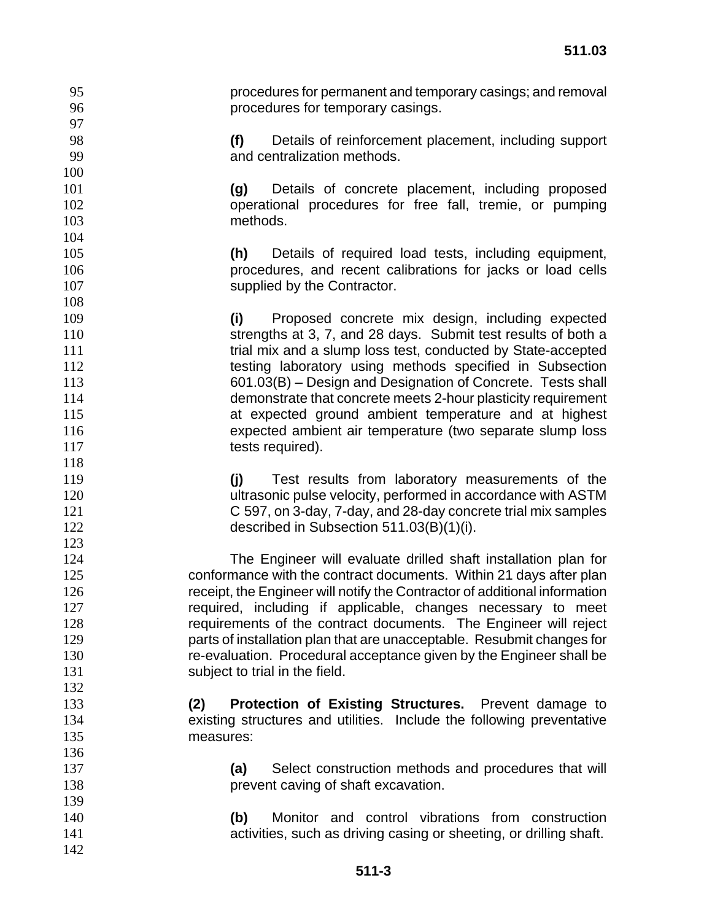procedures for permanent and temporary casings; and removal procedures for temporary casings.

**(f)** Details of reinforcement placement, including support and centralization methods.

**(g)** Details of concrete placement, including proposed operational procedures for free fall, tremie, or pumping methods.

**(h)** Details of required load tests, including equipment, procedures, and recent calibrations for jacks or load cells supplied by the Contractor.

**(i)** Proposed concrete mix design, including expected strengths at 3, 7, and 28 days. Submit test results of both a trial mix and a slump loss test, conducted by State-accepted testing laboratory using methods specified in Subsection 601.03(B) – Design and Designation of Concrete. Tests shall demonstrate that concrete meets 2-hour plasticity requirement at expected ground ambient temperature and at highest expected ambient air temperature (two separate slump loss tests required).

**(j)** Test results from laboratory measurements of the ultrasonic pulse velocity, performed in accordance with ASTM C 597, on 3-day, 7-day, and 28-day concrete trial mix samples described in Subsection 511.03(B)(1)(i).

The Engineer will evaluate drilled shaft installation plan for conformance with the contract documents. Within 21 days after plan receipt, the Engineer will notify the Contractor of additional information required, including if applicable, changes necessary to meet requirements of the contract documents. The Engineer will reject parts of installation plan that are unacceptable. Resubmit changes for re-evaluation. Procedural acceptance given by the Engineer shall be subject to trial in the field.

**(2) Protection of Existing Structures.** Prevent damage to existing structures and utilities. Include the following preventative measures:

**(a)** Select construction methods and procedures that will prevent caving of shaft excavation.

**(b)** Monitor and control vibrations from construction activities, such as driving casing or sheeting, or drilling shaft.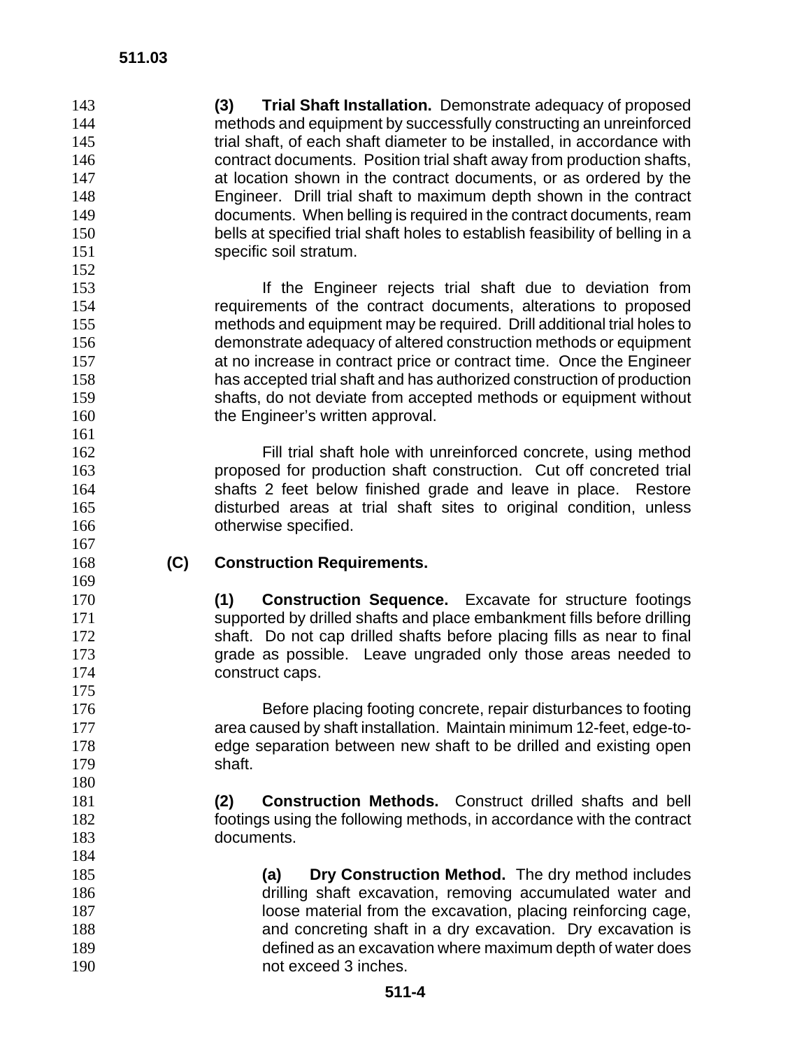**(3) Trial Shaft Installation.** Demonstrate adequacy of proposed methods and equipment by successfully constructing an unreinforced trial shaft, of each shaft diameter to be installed, in accordance with contract documents. Position trial shaft away from production shafts, at location shown in the contract documents, or as ordered by the Engineer. Drill trial shaft to maximum depth shown in the contract documents. When belling is required in the contract documents, ream bells at specified trial shaft holes to establish feasibility of belling in a specific soil stratum.

If the Engineer rejects trial shaft due to deviation from requirements of the contract documents, alterations to proposed methods and equipment may be required. Drill additional trial holes to demonstrate adequacy of altered construction methods or equipment at no increase in contract price or contract time. Once the Engineer has accepted trial shaft and has authorized construction of production shafts, do not deviate from accepted methods or equipment without the Engineer's written approval.

Fill trial shaft hole with unreinforced concrete, using method proposed for production shaft construction. Cut off concreted trial shafts 2 feet below finished grade and leave in place. Restore disturbed areas at trial shaft sites to original condition, unless otherwise specified.

**(C) Construction Requirements.**

**(1) Construction Sequence.** Excavate for structure footings supported by drilled shafts and place embankment fills before drilling shaft. Do not cap drilled shafts before placing fills as near to final grade as possible. Leave ungraded only those areas needed to construct caps.

Before placing footing concrete, repair disturbances to footing area caused by shaft installation. Maintain minimum 12-feet, edge-to-edge separation between new shaft to be drilled and existing open shaft.

**(2) Construction Methods.** Construct drilled shafts and bell footings using the following methods, in accordance with the contract documents.

**(a) Dry Construction Method.** The dry method includes drilling shaft excavation, removing accumulated water and loose material from the excavation, placing reinforcing cage, and concreting shaft in a dry excavation. Dry excavation is defined as an excavation where maximum depth of water does not exceed 3 inches.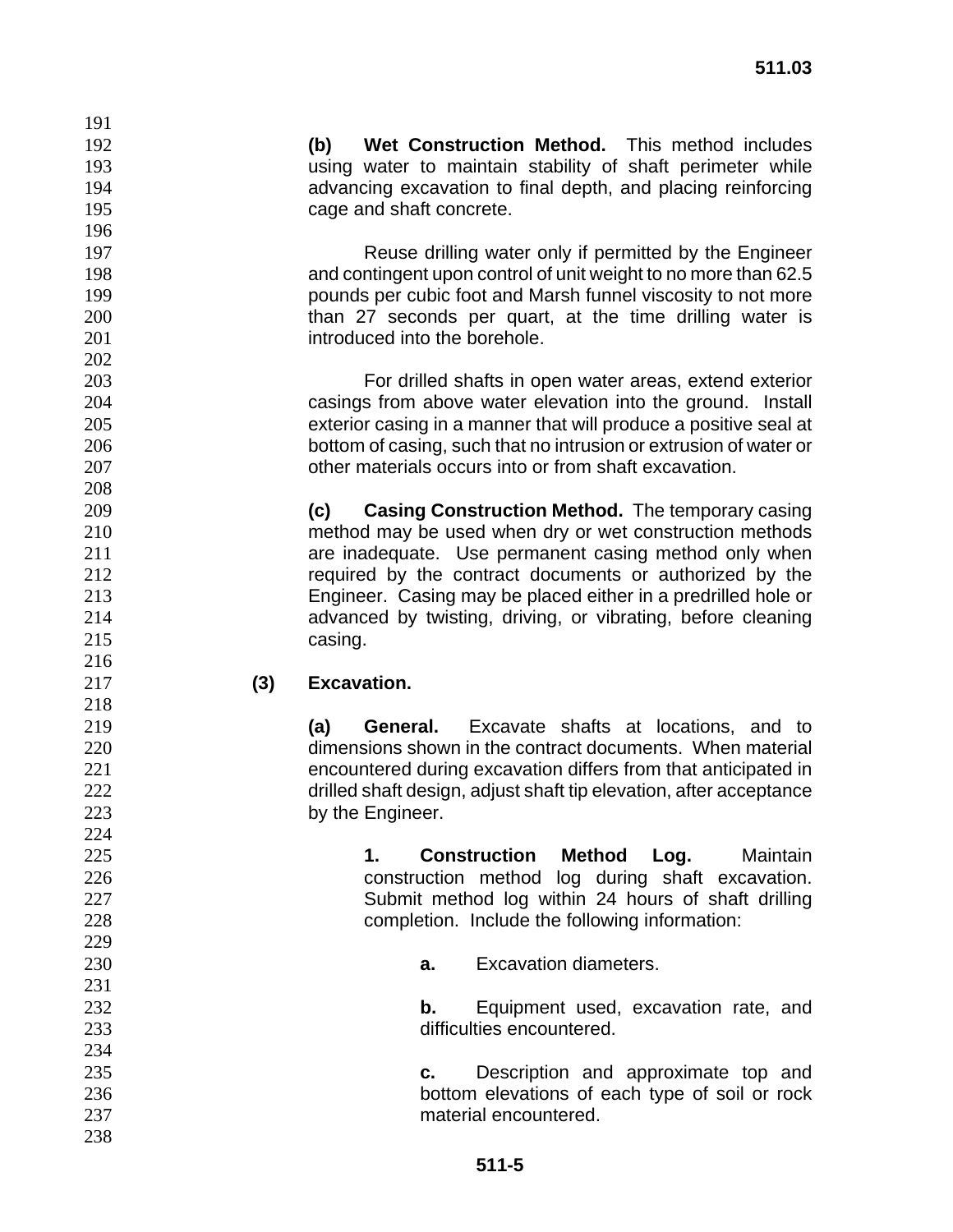**(b) Wet Construction Method.** This method includes using water to maintain stability of shaft perimeter while advancing excavation to final depth, and placing reinforcing cage and shaft concrete.

Reuse drilling water only if permitted by the Engineer and contingent upon control of unit weight to no more than 62.5 pounds per cubic foot and Marsh funnel viscosity to not more than 27 seconds per quart, at the time drilling water is introduced into the borehole.

For drilled shafts in open water areas, extend exterior casings from above water elevation into the ground. Install exterior casing in a manner that will produce a positive seal at bottom of casing, such that no intrusion or extrusion of water or other materials occurs into or from shaft excavation.

**(c) Casing Construction Method.** The temporary casing method may be used when dry or wet construction methods are inadequate. Use permanent casing method only when required by the contract documents or authorized by the Engineer. Casing may be placed either in a predrilled hole or advanced by twisting, driving, or vibrating, before cleaning casing.

**(3) Excavation.**

**(a) General.** Excavate shafts at locations, and to dimensions shown in the contract documents. When material encountered during excavation differs from that anticipated in drilled shaft design, adjust shaft tip elevation, after acceptance by the Engineer.

**1. Construction Method Log.** Maintain construction method log during shaft excavation. Submit method log within 24 hours of shaft drilling completion. Include the following information:

**a.** Excavation diameters.

**b.** Equipment used, excavation rate, and difficulties encountered.

**c.** Description and approximate top and bottom elevations of each type of soil or rock material encountered.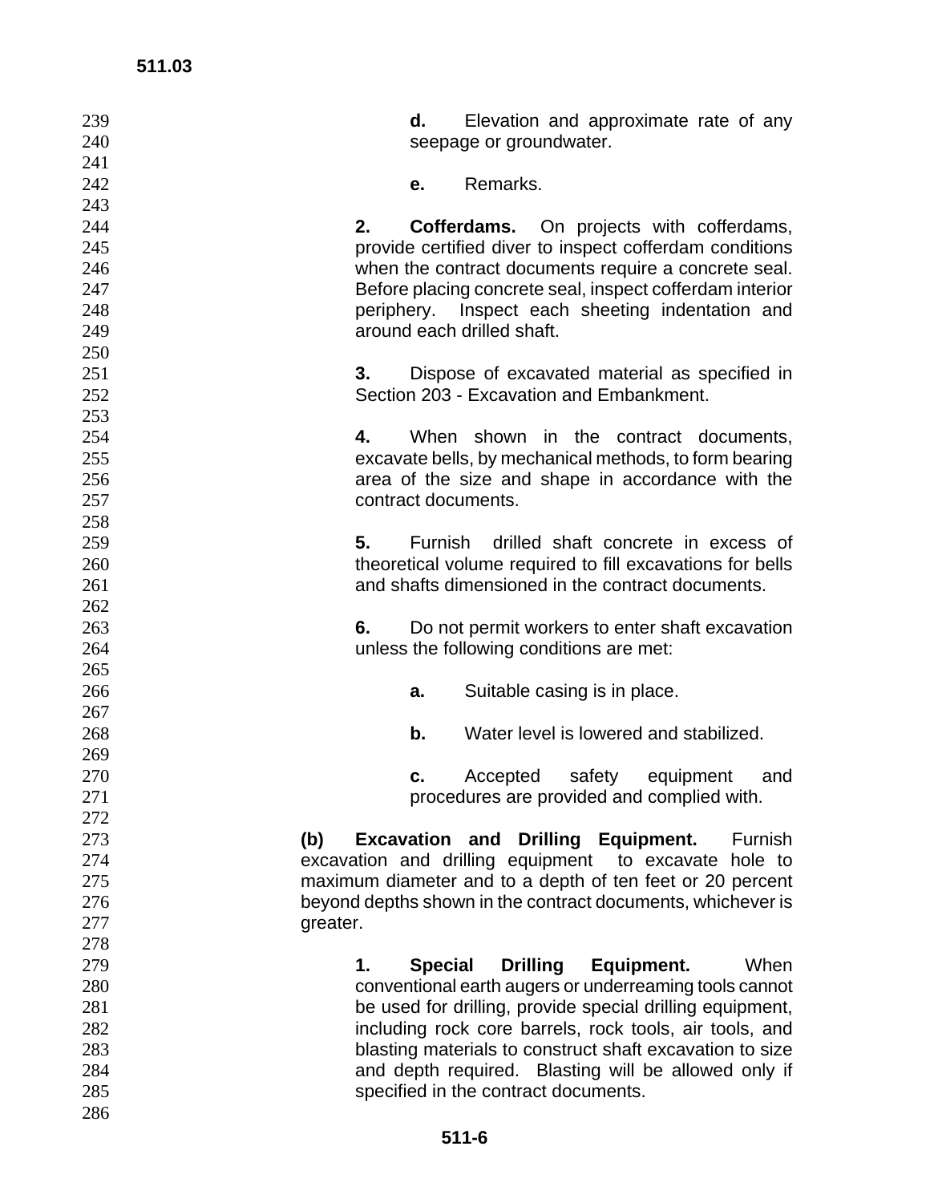**d.** Elevation and approximate rate of any seepage or groundwater.

**e.** Remarks.

**2. Cofferdams.** On projects with cofferdams, provide certified diver to inspect cofferdam conditions when the contract documents require a concrete seal. Before placing concrete seal, inspect cofferdam interior periphery. Inspect each sheeting indentation and around each drilled shaft.

**3.** Dispose of excavated material as specified in Section 203 - Excavation and Embankment.

**4.** When shown in the contract documents, excavate bells, by mechanical methods, to form bearing area of the size and shape in accordance with the contract documents.

**5.** Furnish drilled shaft concrete in excess of theoretical volume required to fill excavations for bells and shafts dimensioned in the contract documents.

**6.** Do not permit workers to enter shaft excavation unless the following conditions are met:

**a.** Suitable casing is in place.

**b.** Water level is lowered and stabilized.

**c.** Accepted safety equipment and procedures are provided and complied with.

**(b) Excavation and Drilling Equipment.** Furnish excavation and drilling equipment to excavate hole to maximum diameter and to a depth of ten feet or 20 percent beyond depths shown in the contract documents, whichever is greater.

**1. Special Drilling Equipment.** When conventional earth augers or underreaming tools cannot be used for drilling, provide special drilling equipment, including rock core barrels, rock tools, air tools, and blasting materials to construct shaft excavation to size and depth required. Blasting will be allowed only if specified in the contract documents.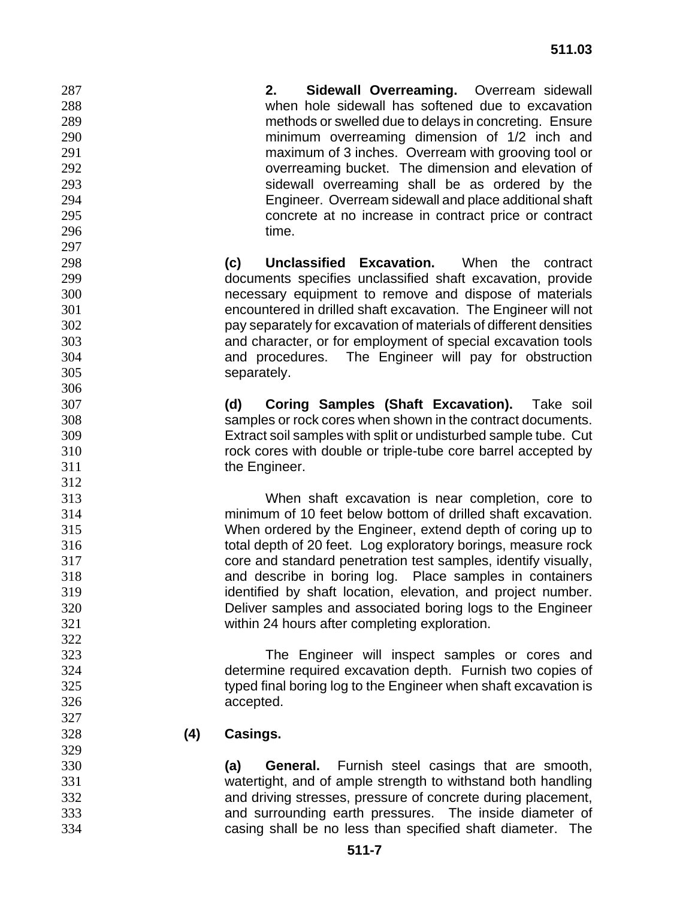**2. Sidewall Overreaming.** Overream sidewall when hole sidewall has softened due to excavation methods or swelled due to delays in concreting. Ensure minimum overreaming dimension of 1/2 inch and maximum of 3 inches. Overream with grooving tool or overreaming bucket. The dimension and elevation of sidewall overreaming shall be as ordered by the Engineer. Overream sidewall and place additional shaft concrete at no increase in contract price or contract time.

**(c) Unclassified Excavation.** When the contract documents specifies unclassified shaft excavation, provide necessary equipment to remove and dispose of materials encountered in drilled shaft excavation. The Engineer will not pay separately for excavation of materials of different densities and character, or for employment of special excavation tools and procedures. The Engineer will pay for obstruction separately.

**(d) Coring Samples (Shaft Excavation).** Take soil samples or rock cores when shown in the contract documents. Extract soil samples with split or undisturbed sample tube. Cut rock cores with double or triple-tube core barrel accepted by the Engineer.

When shaft excavation is near completion, core to minimum of 10 feet below bottom of drilled shaft excavation. When ordered by the Engineer, extend depth of coring up to total depth of 20 feet. Log exploratory borings, measure rock core and standard penetration test samples, identify visually, and describe in boring log. Place samples in containers identified by shaft location, elevation, and project number. Deliver samples and associated boring logs to the Engineer within 24 hours after completing exploration.

The Engineer will inspect samples or cores and determine required excavation depth. Furnish two copies of typed final boring log to the Engineer when shaft excavation is accepted.

**(4) Casings.**

**(a) General.** Furnish steel casings that are smooth, watertight, and of ample strength to withstand both handling and driving stresses, pressure of concrete during placement, and surrounding earth pressures. The inside diameter of casing shall be no less than specified shaft diameter. The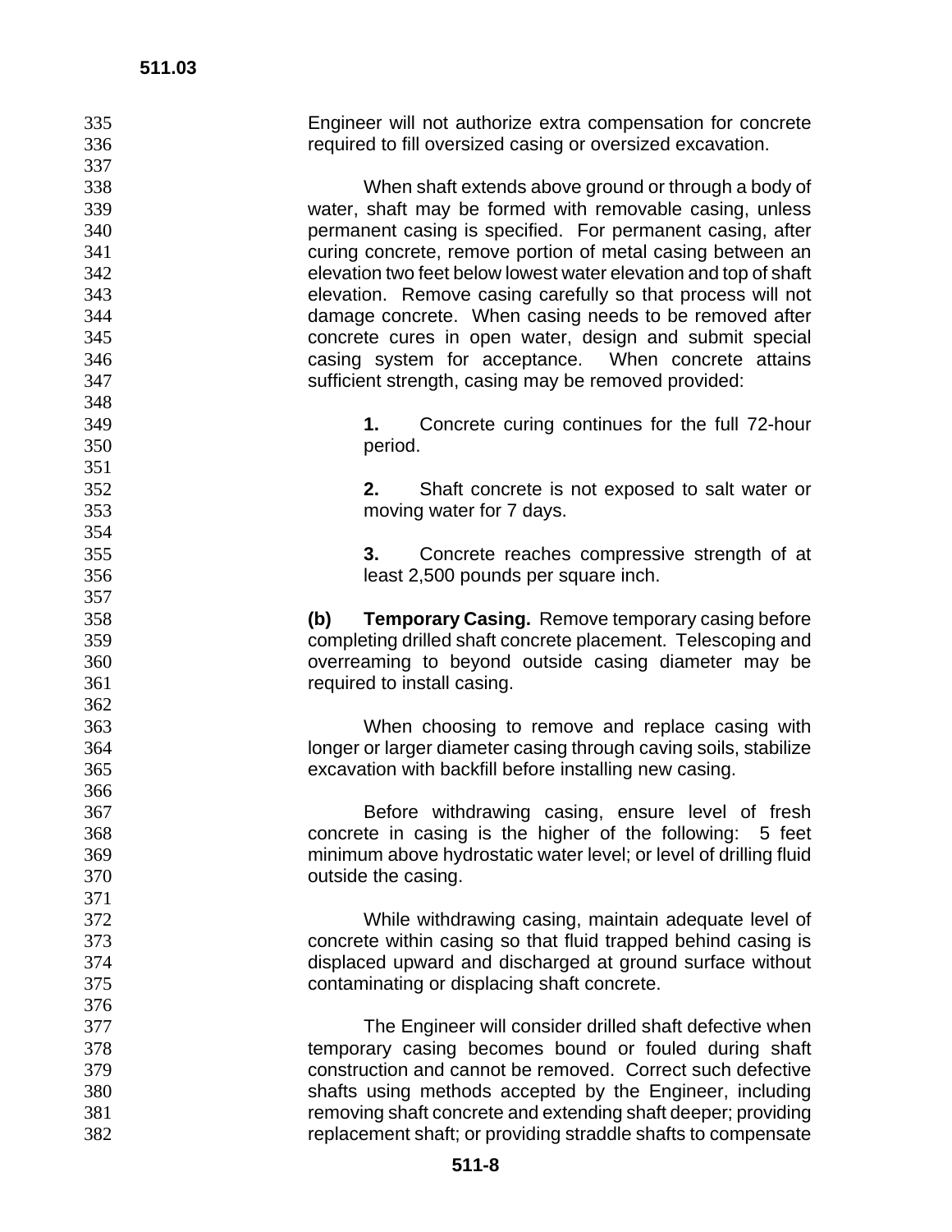Engineer will not authorize extra compensation for concrete required to fill oversized casing or oversized excavation.

When shaft extends above ground or through a body of water, shaft may be formed with removable casing, unless permanent casing is specified. For permanent casing, after curing concrete, remove portion of metal casing between an elevation two feet below lowest water elevation and top of shaft elevation. Remove casing carefully so that process will not damage concrete. When casing needs to be removed after concrete cures in open water, design and submit special casing system for acceptance. When concrete attains sufficient strength, casing may be removed provided:

**1.** Concrete curing continues for the full 72-hour period.

**2.** Shaft concrete is not exposed to salt water or moving water for 7 days.

**3.** Concrete reaches compressive strength of at least 2,500 pounds per square inch.

**(b) Temporary Casing.** Remove temporary casing before completing drilled shaft concrete placement. Telescoping and overreaming to beyond outside casing diameter may be required to install casing.

When choosing to remove and replace casing with longer or larger diameter casing through caving soils, stabilize excavation with backfill before installing new casing.

Before withdrawing casing, ensure level of fresh concrete in casing is the higher of the following: 5 feet minimum above hydrostatic water level; or level of drilling fluid outside the casing.

While withdrawing casing, maintain adequate level of concrete within casing so that fluid trapped behind casing is displaced upward and discharged at ground surface without contaminating or displacing shaft concrete.

The Engineer will consider drilled shaft defective when temporary casing becomes bound or fouled during shaft construction and cannot be removed. Correct such defective shafts using methods accepted by the Engineer, including removing shaft concrete and extending shaft deeper; providing replacement shaft; or providing straddle shafts to compensate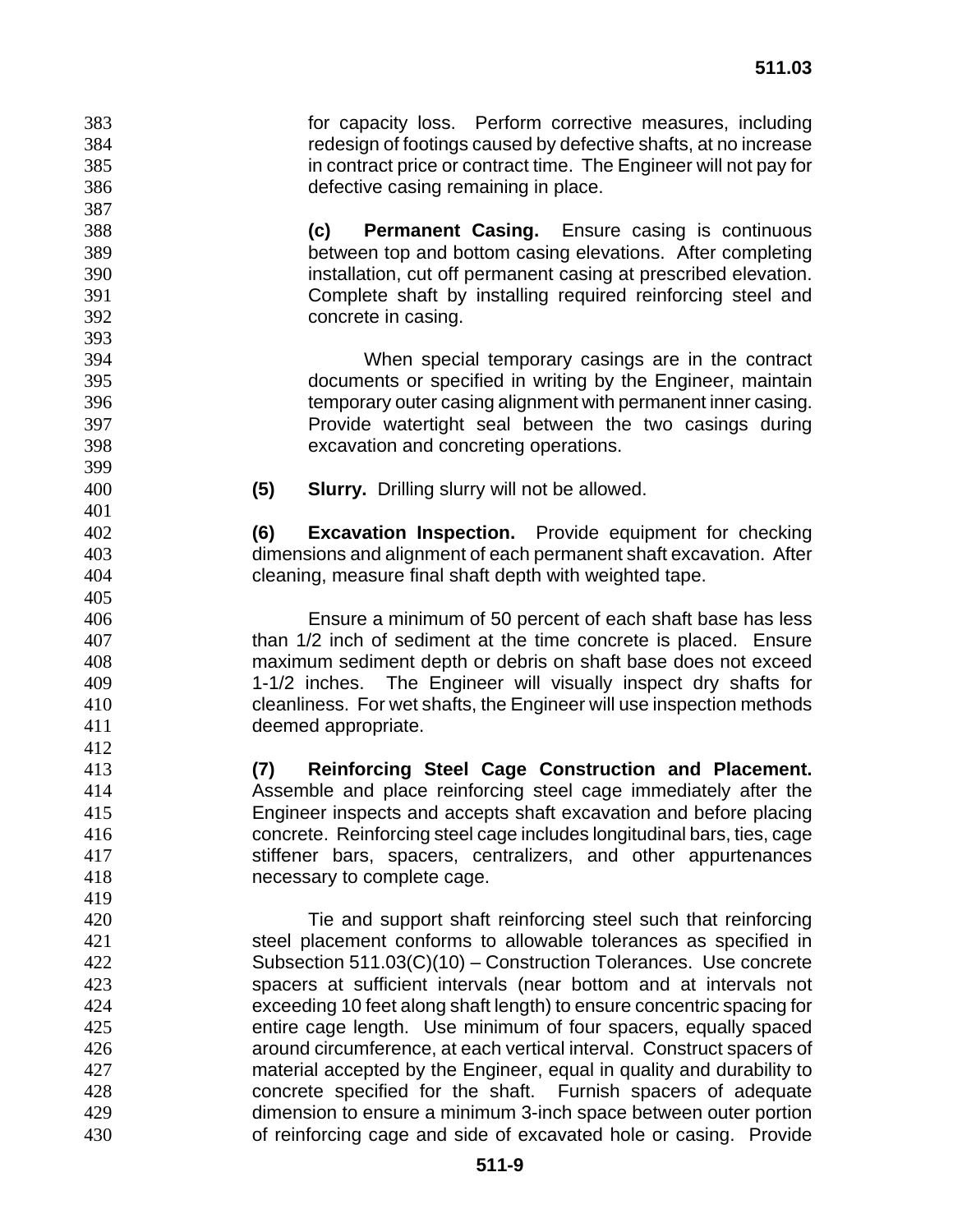for capacity loss. Perform corrective measures, including redesign of footings caused by defective shafts, at no increase in contract price or contract time. The Engineer will not pay for defective casing remaining in place.

**(c) Permanent Casing.** Ensure casing is continuous between top and bottom casing elevations. After completing installation, cut off permanent casing at prescribed elevation. Complete shaft by installing required reinforcing steel and concrete in casing.

When special temporary casings are in the contract documents or specified in writing by the Engineer, maintain temporary outer casing alignment with permanent inner casing. Provide watertight seal between the two casings during excavation and concreting operations.

**(5) Slurry.** Drilling slurry will not be allowed.

**(6) Excavation Inspection.** Provide equipment for checking dimensions and alignment of each permanent shaft excavation. After cleaning, measure final shaft depth with weighted tape.

Ensure a minimum of 50 percent of each shaft base has less than 1/2 inch of sediment at the time concrete is placed. Ensure maximum sediment depth or debris on shaft base does not exceed 1-1/2 inches. The Engineer will visually inspect dry shafts for cleanliness. For wet shafts, the Engineer will use inspection methods deemed appropriate.

**(7) Reinforcing Steel Cage Construction and Placement.** Assemble and place reinforcing steel cage immediately after the Engineer inspects and accepts shaft excavation and before placing concrete. Reinforcing steel cage includes longitudinal bars, ties, cage stiffener bars, spacers, centralizers, and other appurtenances necessary to complete cage.

Tie and support shaft reinforcing steel such that reinforcing steel placement conforms to allowable tolerances as specified in Subsection 511.03(C)(10) – Construction Tolerances. Use concrete spacers at sufficient intervals (near bottom and at intervals not exceeding 10 feet along shaft length) to ensure concentric spacing for entire cage length. Use minimum of four spacers, equally spaced around circumference, at each vertical interval. Construct spacers of material accepted by the Engineer, equal in quality and durability to concrete specified for the shaft. Furnish spacers of adequate dimension to ensure a minimum 3-inch space between outer portion of reinforcing cage and side of excavated hole or casing. Provide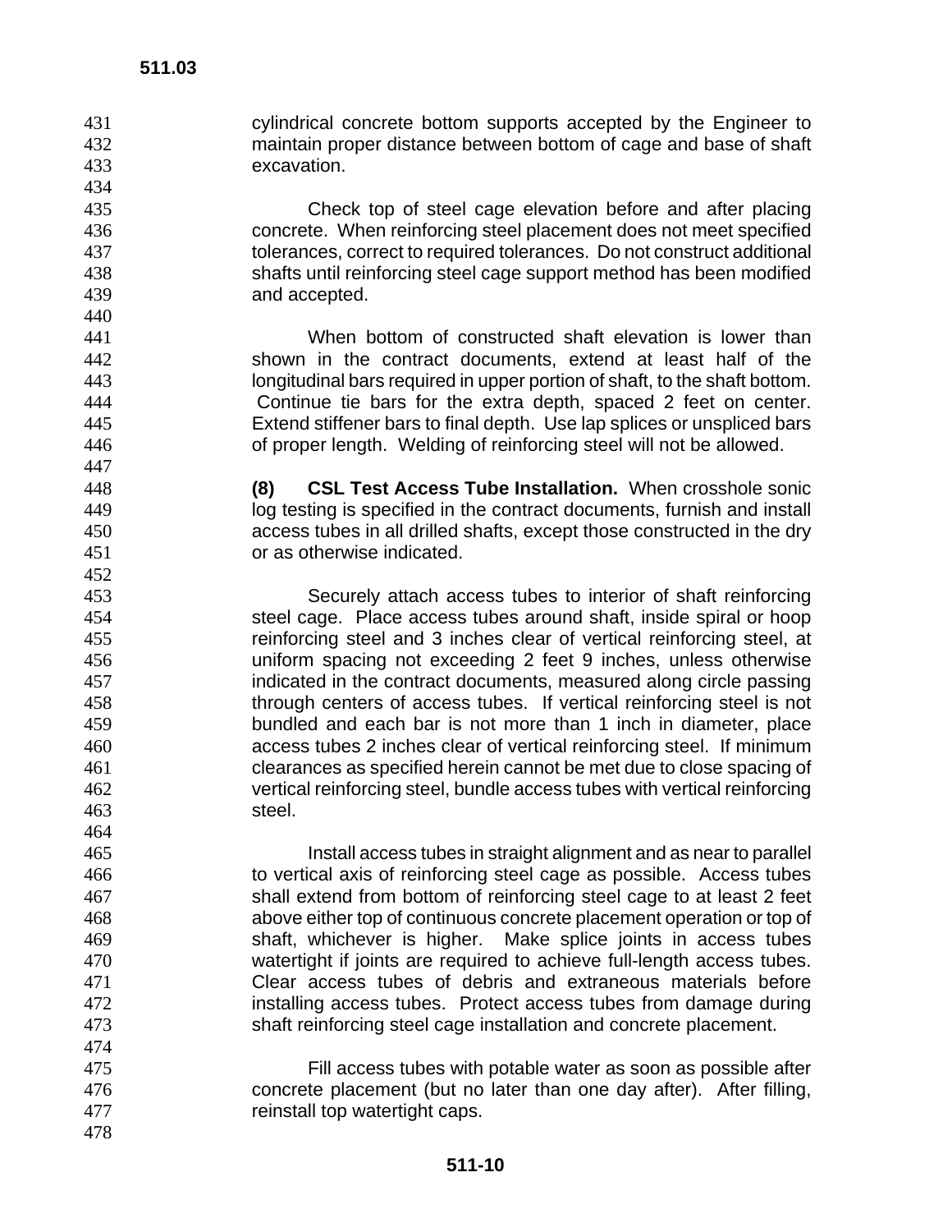cylindrical concrete bottom supports accepted by the Engineer to maintain proper distance between bottom of cage and base of shaft excavation.

Check top of steel cage elevation before and after placing concrete. When reinforcing steel placement does not meet specified tolerances, correct to required tolerances. Do not construct additional shafts until reinforcing steel cage support method has been modified and accepted.

When bottom of constructed shaft elevation is lower than shown in the contract documents, extend at least half of the longitudinal bars required in upper portion of shaft, to the shaft bottom. Continue tie bars for the extra depth, spaced 2 feet on center. Extend stiffener bars to final depth. Use lap splices or unspliced bars of proper length. Welding of reinforcing steel will not be allowed.

**(8) CSL Test Access Tube Installation.** When crosshole sonic log testing is specified in the contract documents, furnish and install access tubes in all drilled shafts, except those constructed in the dry or as otherwise indicated.

Securely attach access tubes to interior of shaft reinforcing steel cage. Place access tubes around shaft, inside spiral or hoop reinforcing steel and 3 inches clear of vertical reinforcing steel, at uniform spacing not exceeding 2 feet 9 inches, unless otherwise indicated in the contract documents, measured along circle passing through centers of access tubes. If vertical reinforcing steel is not bundled and each bar is not more than 1 inch in diameter, place access tubes 2 inches clear of vertical reinforcing steel. If minimum clearances as specified herein cannot be met due to close spacing of vertical reinforcing steel, bundle access tubes with vertical reinforcing steel.

Install access tubes in straight alignment and as near to parallel to vertical axis of reinforcing steel cage as possible. Access tubes shall extend from bottom of reinforcing steel cage to at least 2 feet above either top of continuous concrete placement operation or top of shaft, whichever is higher. Make splice joints in access tubes watertight if joints are required to achieve full-length access tubes. Clear access tubes of debris and extraneous materials before installing access tubes. Protect access tubes from damage during shaft reinforcing steel cage installation and concrete placement.

Fill access tubes with potable water as soon as possible after concrete placement (but no later than one day after). After filling, reinstall top watertight caps.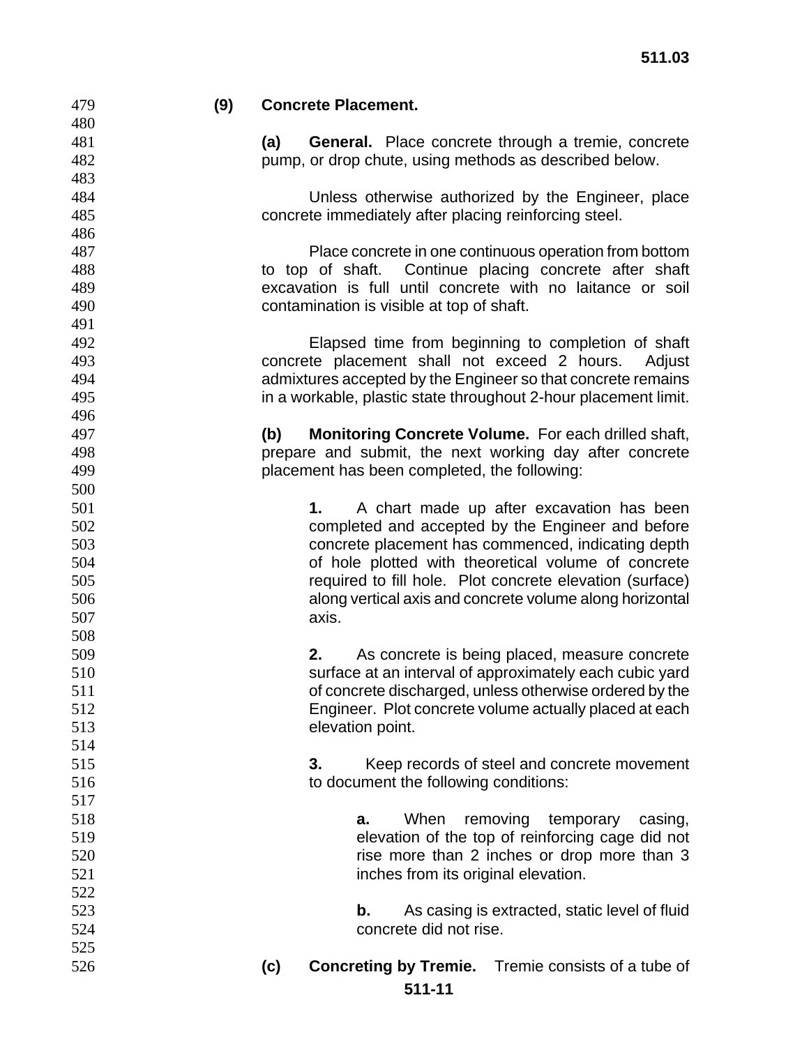**(9) Concrete Placement.**

**(a) General.** Place concrete through a tremie, concrete pump, or drop chute, using methods as described below.

Unless otherwise authorized by the Engineer, place concrete immediately after placing reinforcing steel.

Place concrete in one continuous operation from bottom to top of shaft. Continue placing concrete after shaft excavation is full until concrete with no laitance or soil contamination is visible at top of shaft.

Elapsed time from beginning to completion of shaft concrete placement shall not exceed 2 hours. Adjust admixtures accepted by the Engineer so that concrete remains in a workable, plastic state throughout 2-hour placement limit.

**(b) Monitoring Concrete Volume.** For each drilled shaft, prepare and submit, the next working day after concrete placement has been completed, the following:

**1.** A chart made up after excavation has been completed and accepted by the Engineer and before concrete placement has commenced, indicating depth of hole plotted with theoretical volume of concrete required to fill hole. Plot concrete elevation (surface) along vertical axis and concrete volume along horizontal axis.

**2.** As concrete is being placed, measure concrete surface at an interval of approximately each cubic yard of concrete discharged, unless otherwise ordered by the Engineer. Plot concrete volume actually placed at each elevation point.

**3.** Keep records of steel and concrete movement to document the following conditions:

**a.** When removing temporary casing, elevation of the top of reinforcing cage did not rise more than 2 inches or drop more than 3 inches from its original elevation.

**b.** As casing is extracted, static level of fluid concrete did not rise.

**(c) Concreting by Tremie.** Tremie consists of a tube of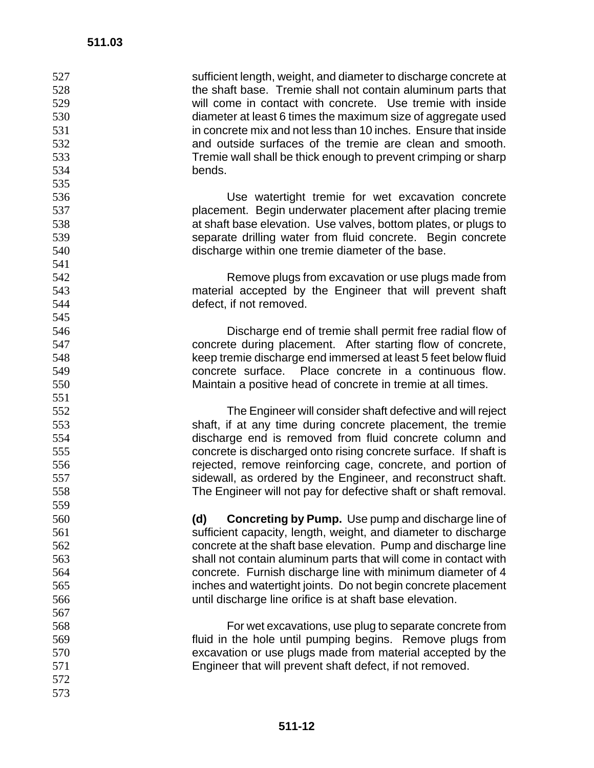sufficient length, weight, and diameter to discharge concrete at the shaft base. Tremie shall not contain aluminum parts that will come in contact with concrete. Use tremie with inside diameter at least 6 times the maximum size of aggregate used in concrete mix and not less than 10 inches. Ensure that inside and outside surfaces of the tremie are clean and smooth. Tremie wall shall be thick enough to prevent crimping or sharp bends.

Use watertight tremie for wet excavation concrete placement. Begin underwater placement after placing tremie at shaft base elevation. Use valves, bottom plates, or plugs to separate drilling water from fluid concrete. Begin concrete discharge within one tremie diameter of the base.

Remove plugs from excavation or use plugs made from material accepted by the Engineer that will prevent shaft defect, if not removed.

Discharge end of tremie shall permit free radial flow of concrete during placement. After starting flow of concrete, keep tremie discharge end immersed at least 5 feet below fluid concrete surface. Place concrete in a continuous flow. Maintain a positive head of concrete in tremie at all times.

The Engineer will consider shaft defective and will reject shaft, if at any time during concrete placement, the tremie discharge end is removed from fluid concrete column and concrete is discharged onto rising concrete surface. If shaft is rejected, remove reinforcing cage, concrete, and portion of sidewall, as ordered by the Engineer, and reconstruct shaft. The Engineer will not pay for defective shaft or shaft removal.

**(d) Concreting by Pump.** Use pump and discharge line of sufficient capacity, length, weight, and diameter to discharge concrete at the shaft base elevation. Pump and discharge line shall not contain aluminum parts that will come in contact with concrete. Furnish discharge line with minimum diameter of 4 inches and watertight joints. Do not begin concrete placement until discharge line orifice is at shaft base elevation.

For wet excavations, use plug to separate concrete from fluid in the hole until pumping begins. Remove plugs from excavation or use plugs made from material accepted by the Engineer that will prevent shaft defect, if not removed.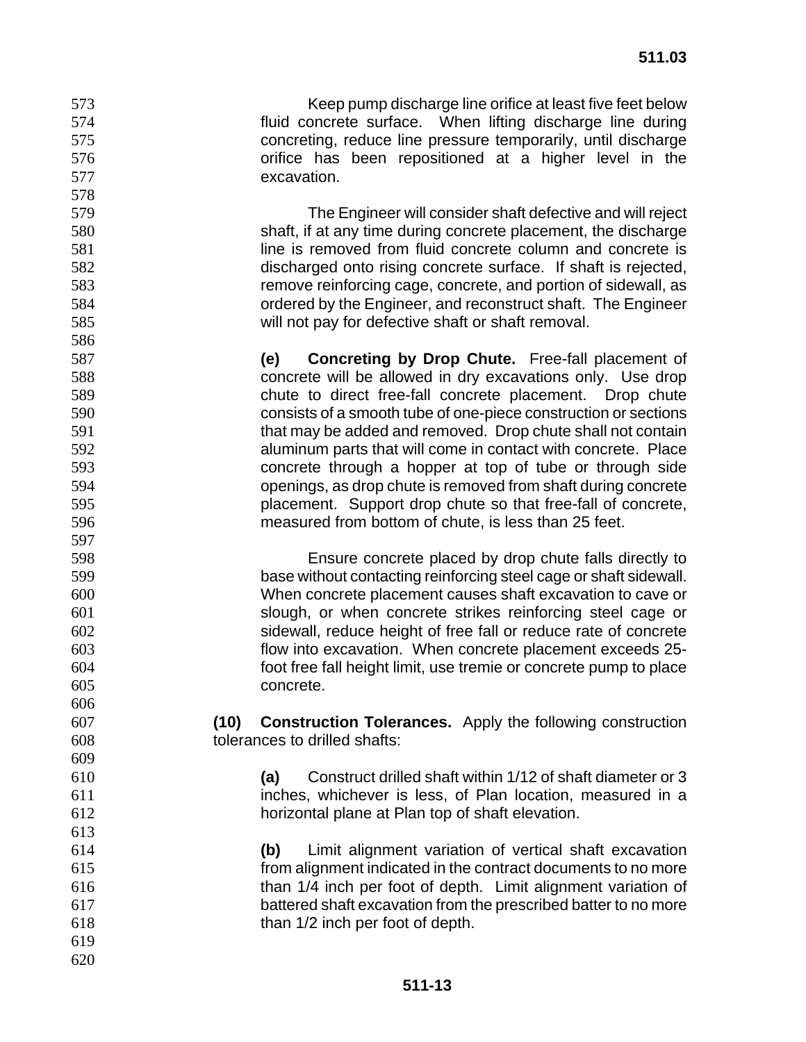Keep pump discharge line orifice at least five feet below fluid concrete surface. When lifting discharge line during concreting, reduce line pressure temporarily, until discharge orifice has been repositioned at a higher level in the excavation.

The Engineer will consider shaft defective and will reject shaft, if at any time during concrete placement, the discharge line is removed from fluid concrete column and concrete is discharged onto rising concrete surface. If shaft is rejected, remove reinforcing cage, concrete, and portion of sidewall, as ordered by the Engineer, and reconstruct shaft. The Engineer will not pay for defective shaft or shaft removal.

**(e) Concreting by Drop Chute.** Free-fall placement of concrete will be allowed in dry excavations only. Use drop chute to direct free-fall concrete placement. Drop chute consists of a smooth tube of one-piece construction or sections that may be added and removed. Drop chute shall not contain aluminum parts that will come in contact with concrete. Place concrete through a hopper at top of tube or through side openings, as drop chute is removed from shaft during concrete placement. Support drop chute so that free-fall of concrete, measured from bottom of chute, is less than 25 feet.

Ensure concrete placed by drop chute falls directly to base without contacting reinforcing steel cage or shaft sidewall. When concrete placement causes shaft excavation to cave or slough, or when concrete strikes reinforcing steel cage or sidewall, reduce height of free fall or reduce rate of concrete flow into excavation. When concrete placement exceeds 25-foot free fall height limit, use tremie or concrete pump to place concrete.

**(10) Construction Tolerances.** Apply the following construction tolerances to drilled shafts:

**(a)** Construct drilled shaft within 1/12 of shaft diameter or 3 inches, whichever is less, of Plan location, measured in a horizontal plane at Plan top of shaft elevation.

**(b)** Limit alignment variation of vertical shaft excavation from alignment indicated in the contract documents to no more than 1/4 inch per foot of depth. Limit alignment variation of battered shaft excavation from the prescribed batter to no more than 1/2 inch per foot of depth.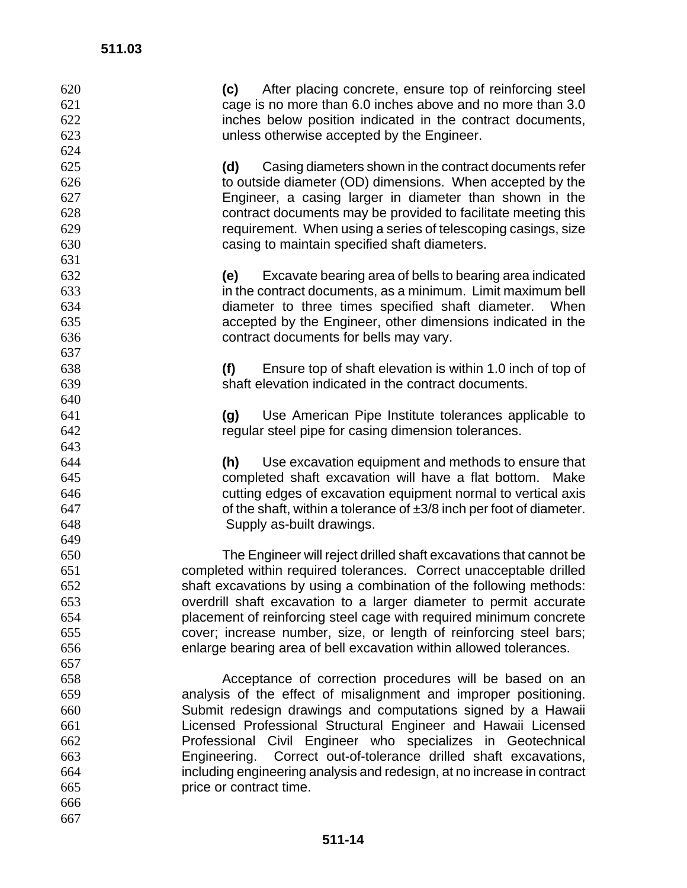**(c)** After placing concrete, ensure top of reinforcing steel cage is no more than 6.0 inches above and no more than 3.0 inches below position indicated in the contract documents, unless otherwise accepted by the Engineer.

**(d)** Casing diameters shown in the contract documents refer to outside diameter (OD) dimensions. When accepted by the Engineer, a casing larger in diameter than shown in the contract documents may be provided to facilitate meeting this requirement. When using a series of telescoping casings, size casing to maintain specified shaft diameters.

**(e)** Excavate bearing area of bells to bearing area indicated in the contract documents, as a minimum. Limit maximum bell diameter to three times specified shaft diameter. When accepted by the Engineer, other dimensions indicated in the contract documents for bells may vary.

**(f)** Ensure top of shaft elevation is within 1.0 inch of top of shaft elevation indicated in the contract documents.

**(g)** Use American Pipe Institute tolerances applicable to regular steel pipe for casing dimension tolerances.

**(h)** Use excavation equipment and methods to ensure that completed shaft excavation will have a flat bottom. Make cutting edges of excavation equipment normal to vertical axis of the shaft, within a tolerance of ±3/8 inch per foot of diameter. Supply as-built drawings.

The Engineer will reject drilled shaft excavations that cannot be completed within required tolerances. Correct unacceptable drilled shaft excavations by using a combination of the following methods: overdrill shaft excavation to a larger diameter to permit accurate placement of reinforcing steel cage with required minimum concrete cover; increase number, size, or length of reinforcing steel bars; enlarge bearing area of bell excavation within allowed tolerances.

Acceptance of correction procedures will be based on an analysis of the effect of misalignment and improper positioning. Submit redesign drawings and computations signed by a Hawaii Licensed Professional Structural Engineer and Hawaii Licensed Professional Civil Engineer who specializes in Geotechnical Engineering. Correct out-of-tolerance drilled shaft excavations, including engineering analysis and redesign, at no increase in contract price or contract time.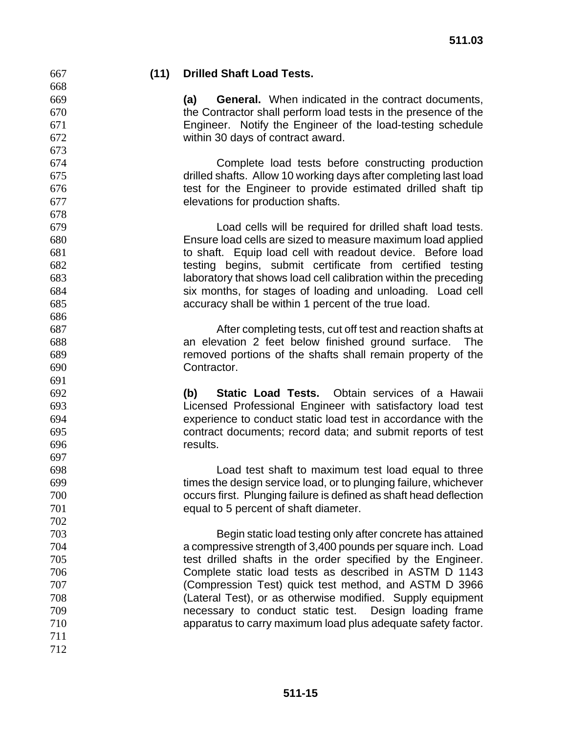**(11) Drilled Shaft Load Tests.**

**(a) General.** When indicated in the contract documents, the Contractor shall perform load tests in the presence of the Engineer. Notify the Engineer of the load-testing schedule within 30 days of contract award.

Complete load tests before constructing production drilled shafts. Allow 10 working days after completing last load test for the Engineer to provide estimated drilled shaft tip elevations for production shafts.

Load cells will be required for drilled shaft load tests. Ensure load cells are sized to measure maximum load applied to shaft. Equip load cell with readout device. Before load testing begins, submit certificate from certified testing laboratory that shows load cell calibration within the preceding six months, for stages of loading and unloading. Load cell accuracy shall be within 1 percent of the true load.

After completing tests, cut off test and reaction shafts at an elevation 2 feet below finished ground surface. The removed portions of the shafts shall remain property of the Contractor.

**(b) Static Load Tests.** Obtain services of a Hawaii Licensed Professional Engineer with satisfactory load test experience to conduct static load test in accordance with the contract documents; record data; and submit reports of test results.

Load test shaft to maximum test load equal to three times the design service load, or to plunging failure, whichever occurs first. Plunging failure is defined as shaft head deflection equal to 5 percent of shaft diameter.

Begin static load testing only after concrete has attained a compressive strength of 3,400 pounds per square inch. Load test drilled shafts in the order specified by the Engineer. Complete static load tests as described in ASTM D 1143 (Compression Test) quick test method, and ASTM D 3966 (Lateral Test), or as otherwise modified. Supply equipment necessary to conduct static test. Design loading frame apparatus to carry maximum load plus adequate safety factor.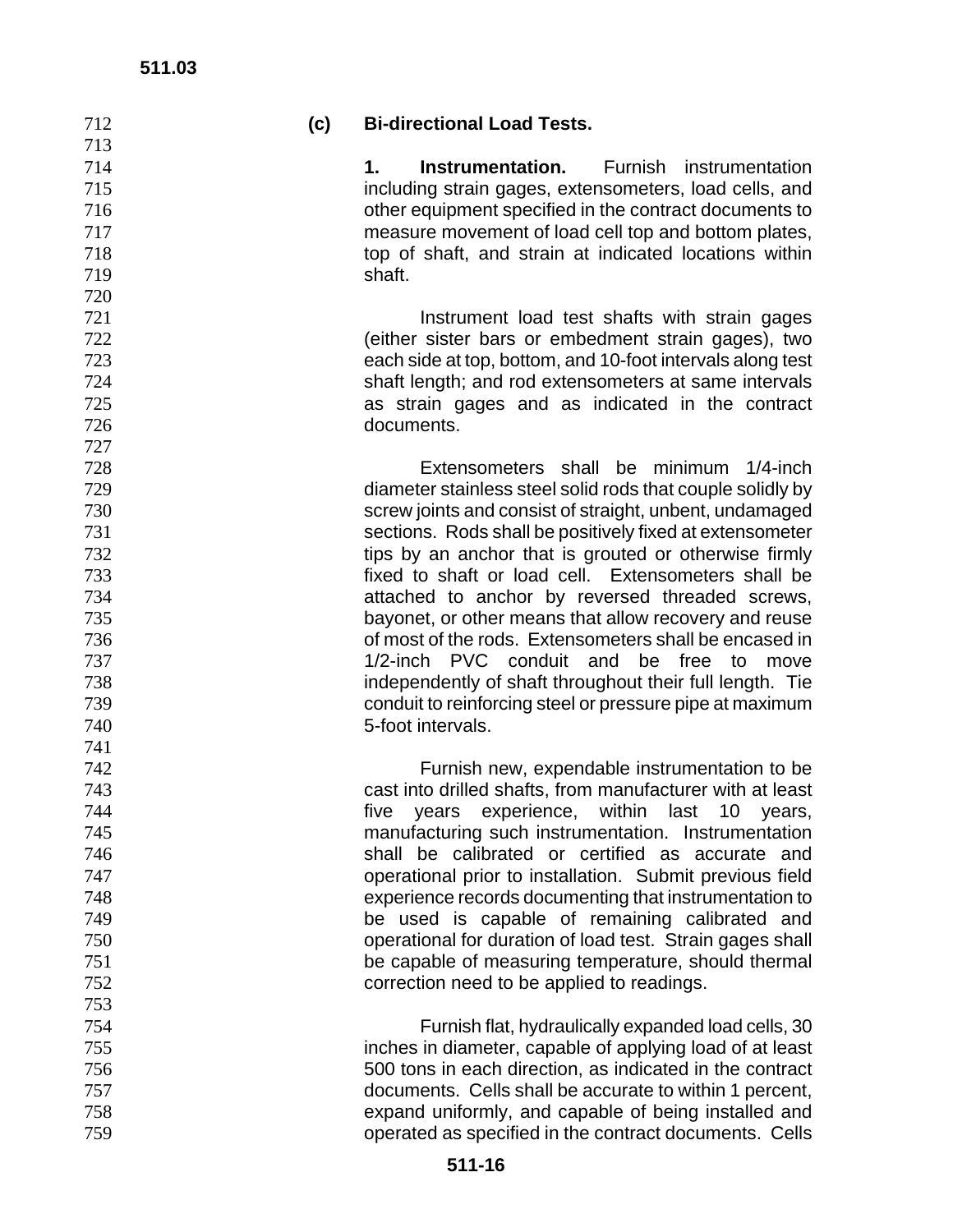**(c) Bi-directional Load Tests.**

**1. Instrumentation.** Furnish instrumentation including strain gages, extensometers, load cells, and other equipment specified in the contract documents to measure movement of load cell top and bottom plates, top of shaft, and strain at indicated locations within shaft.

Instrument load test shafts with strain gages (either sister bars or embedment strain gages), two each side at top, bottom, and 10-foot intervals along test shaft length; and rod extensometers at same intervals as strain gages and as indicated in the contract documents.

Extensometers shall be minimum 1/4-inch diameter stainless steel solid rods that couple solidly by screw joints and consist of straight, unbent, undamaged sections. Rods shall be positively fixed at extensometer tips by an anchor that is grouted or otherwise firmly fixed to shaft or load cell. Extensometers shall be attached to anchor by reversed threaded screws, bayonet, or other means that allow recovery and reuse of most of the rods. Extensometers shall be encased in 1/2-inch PVC conduit and be free to move independently of shaft throughout their full length. Tie conduit to reinforcing steel or pressure pipe at maximum 5-foot intervals.

Furnish new, expendable instrumentation to be cast into drilled shafts, from manufacturer with at least five years experience, within last 10 years, manufacturing such instrumentation. Instrumentation shall be calibrated or certified as accurate and operational prior to installation. Submit previous field experience records documenting that instrumentation to be used is capable of remaining calibrated and operational for duration of load test. Strain gages shall be capable of measuring temperature, should thermal correction need to be applied to readings.

Furnish flat, hydraulically expanded load cells, 30 inches in diameter, capable of applying load of at least 500 tons in each direction, as indicated in the contract documents. Cells shall be accurate to within 1 percent, expand uniformly, and capable of being installed and operated as specified in the contract documents. Cells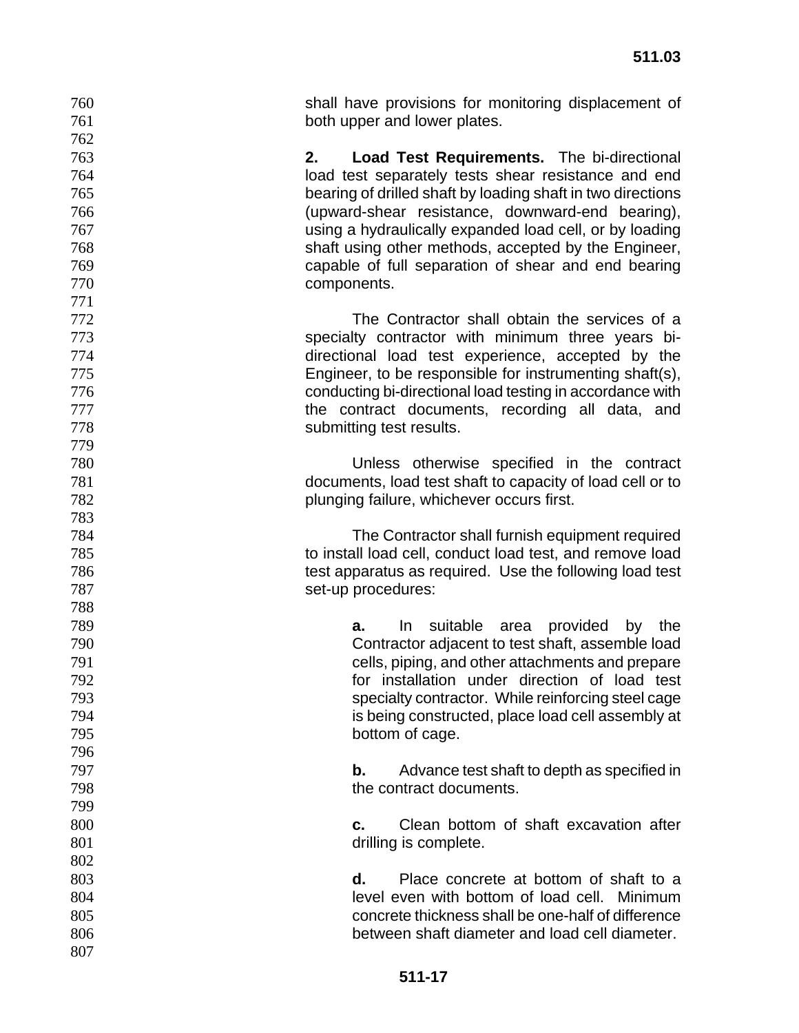shall have provisions for monitoring displacement of both upper and lower plates.

**2. Load Test Requirements.** The bi-directional load test separately tests shear resistance and end bearing of drilled shaft by loading shaft in two directions (upward-shear resistance, downward-end bearing), using a hydraulically expanded load cell, or by loading shaft using other methods, accepted by the Engineer, capable of full separation of shear and end bearing components.

The Contractor shall obtain the services of a specialty contractor with minimum three years bi-directional load test experience, accepted by the Engineer, to be responsible for instrumenting shaft(s), conducting bi-directional load testing in accordance with the contract documents, recording all data, and submitting test results.

Unless otherwise specified in the contract documents, load test shaft to capacity of load cell or to plunging failure, whichever occurs first.

The Contractor shall furnish equipment required to install load cell, conduct load test, and remove load test apparatus as required. Use the following load test set-up procedures:

**a.** In suitable area provided by the Contractor adjacent to test shaft, assemble load cells, piping, and other attachments and prepare for installation under direction of load test specialty contractor. While reinforcing steel cage is being constructed, place load cell assembly at bottom of cage.

**b.** Advance test shaft to depth as specified in the contract documents.

**c.** Clean bottom of shaft excavation after drilling is complete.

**d.** Place concrete at bottom of shaft to a level even with bottom of load cell. Minimum concrete thickness shall be one-half of difference between shaft diameter and load cell diameter.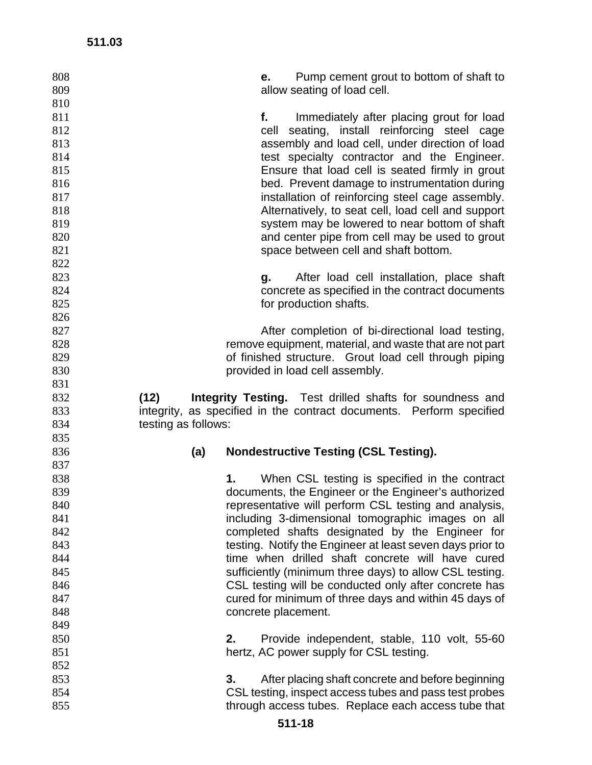**e.** Pump cement grout to bottom of shaft to allow seating of load cell.

**f.** Immediately after placing grout for load cell seating, install reinforcing steel cage assembly and load cell, under direction of load test specialty contractor and the Engineer. Ensure that load cell is seated firmly in grout bed. Prevent damage to instrumentation during installation of reinforcing steel cage assembly. Alternatively, to seat cell, load cell and support system may be lowered to near bottom of shaft and center pipe from cell may be used to grout space between cell and shaft bottom.

**g.** After load cell installation, place shaft concrete as specified in the contract documents for production shafts.

After completion of bi-directional load testing, remove equipment, material, and waste that are not part of finished structure. Grout load cell through piping provided in load cell assembly.

**(12) Integrity Testing.** Test drilled shafts for soundness and integrity, as specified in the contract documents. Perform specified testing as follows:

**(a) Nondestructive Testing (CSL Testing).**

**1.** When CSL testing is specified in the contract documents, the Engineer or the Engineer's authorized representative will perform CSL testing and analysis, including 3-dimensional tomographic images on all completed shafts designated by the Engineer for testing. Notify the Engineer at least seven days prior to time when drilled shaft concrete will have cured sufficiently (minimum three days) to allow CSL testing. CSL testing will be conducted only after concrete has cured for minimum of three days and within 45 days of concrete placement.

**2.** Provide independent, stable, 110 volt, 55-60 hertz, AC power supply for CSL testing.

**3.** After placing shaft concrete and before beginning CSL testing, inspect access tubes and pass test probes through access tubes. Replace each access tube that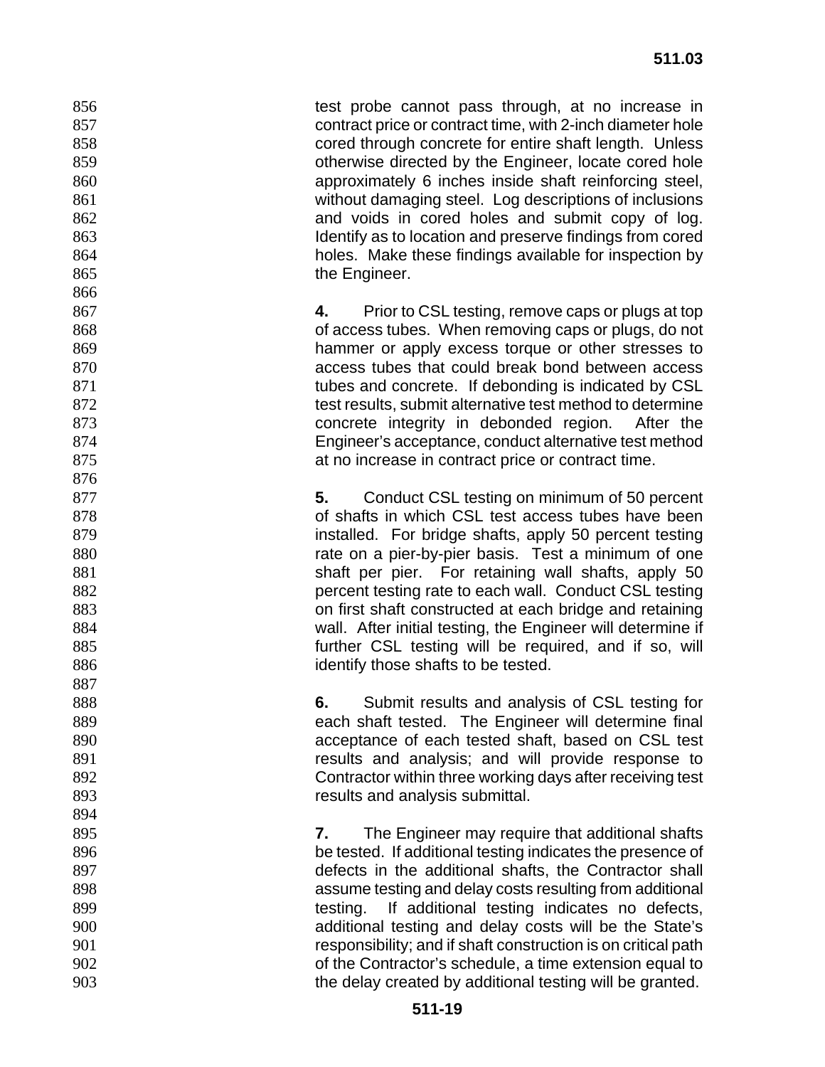test probe cannot pass through, at no increase in contract price or contract time, with 2-inch diameter hole cored through concrete for entire shaft length. Unless otherwise directed by the Engineer, locate cored hole approximately 6 inches inside shaft reinforcing steel, without damaging steel. Log descriptions of inclusions and voids in cored holes and submit copy of log. Identify as to location and preserve findings from cored holes. Make these findings available for inspection by the Engineer.

**4.** Prior to CSL testing, remove caps or plugs at top of access tubes. When removing caps or plugs, do not hammer or apply excess torque or other stresses to access tubes that could break bond between access tubes and concrete. If debonding is indicated by CSL test results, submit alternative test method to determine concrete integrity in debonded region. After the Engineer's acceptance, conduct alternative test method at no increase in contract price or contract time.

**5.** Conduct CSL testing on minimum of 50 percent of shafts in which CSL test access tubes have been installed. For bridge shafts, apply 50 percent testing rate on a pier-by-pier basis. Test a minimum of one shaft per pier. For retaining wall shafts, apply 50 percent testing rate to each wall. Conduct CSL testing on first shaft constructed at each bridge and retaining wall. After initial testing, the Engineer will determine if further CSL testing will be required, and if so, will identify those shafts to be tested.

**6.** Submit results and analysis of CSL testing for each shaft tested. The Engineer will determine final acceptance of each tested shaft, based on CSL test results and analysis; and will provide response to Contractor within three working days after receiving test results and analysis submittal.

**7.** The Engineer may require that additional shafts be tested. If additional testing indicates the presence of defects in the additional shafts, the Contractor shall assume testing and delay costs resulting from additional testing. If additional testing indicates no defects, additional testing and delay costs will be the State's responsibility; and if shaft construction is on critical path of the Contractor's schedule, a time extension equal to the delay created by additional testing will be granted.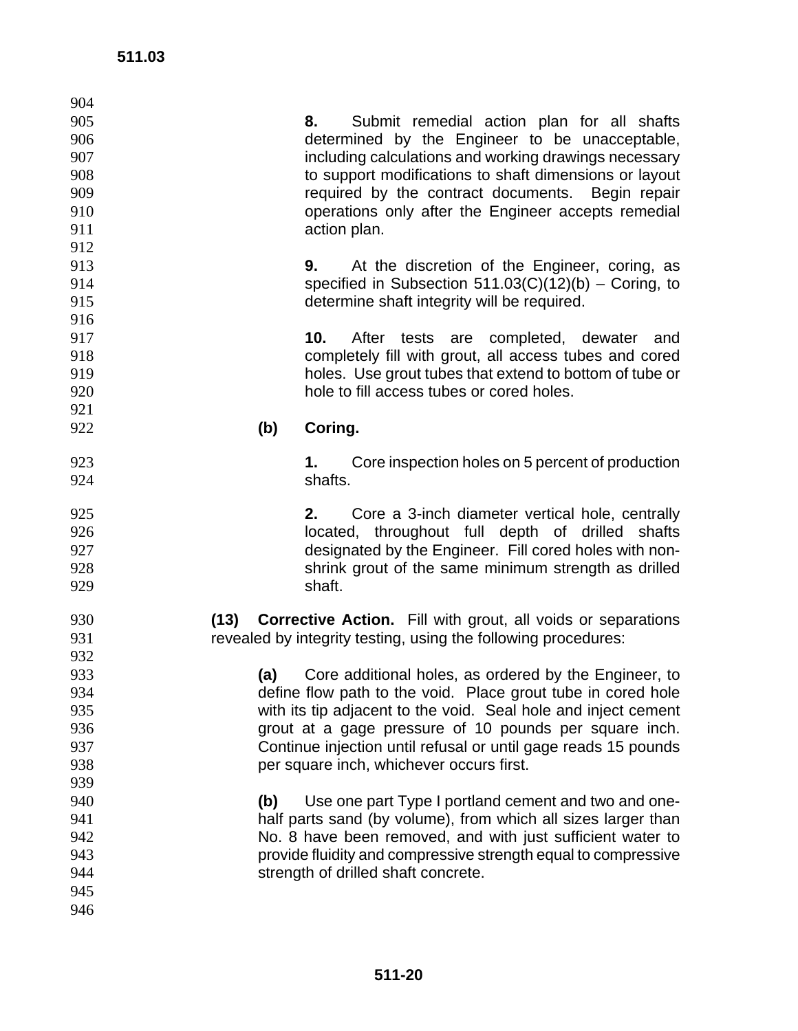8. Submit remedial action plan for all shafts determined by the Engineer to be unacceptable, including calculations and working drawings necessary to support modifications to shaft dimensions or layout required by the contract documents. Begin repair operations only after the Engineer accepts remedial action plan.

9. At the discretion of the Engineer, coring, as specified in Subsection 511.03(C)(12)(b) – Coring, to determine shaft integrity will be required.

10. After tests are completed, dewater and completely fill with grout, all access tubes and cored holes. Use grout tubes that extend to bottom of tube or hole to fill access tubes or cored holes.

**(b) Coring.**

1. Core inspection holes on 5 percent of production shafts.

2. Core a 3-inch diameter vertical hole, centrally located, throughout full depth of drilled shafts designated by the Engineer. Fill cored holes with non-shrink grout of the same minimum strength as drilled shaft.

**(13) Corrective Action.** Fill with grout, all voids or separations revealed by integrity testing, using the following procedures:

**(a)** Core additional holes, as ordered by the Engineer, to define flow path to the void. Place grout tube in cored hole with its tip adjacent to the void. Seal hole and inject cement grout at a gage pressure of 10 pounds per square inch. Continue injection until refusal or until gage reads 15 pounds per square inch, whichever occurs first.

**(b)** Use one part Type I portland cement and two and one-half parts sand (by volume), from which all sizes larger than No. 8 have been removed, and with just sufficient water to provide fluidity and compressive strength equal to compressive strength of drilled shaft concrete.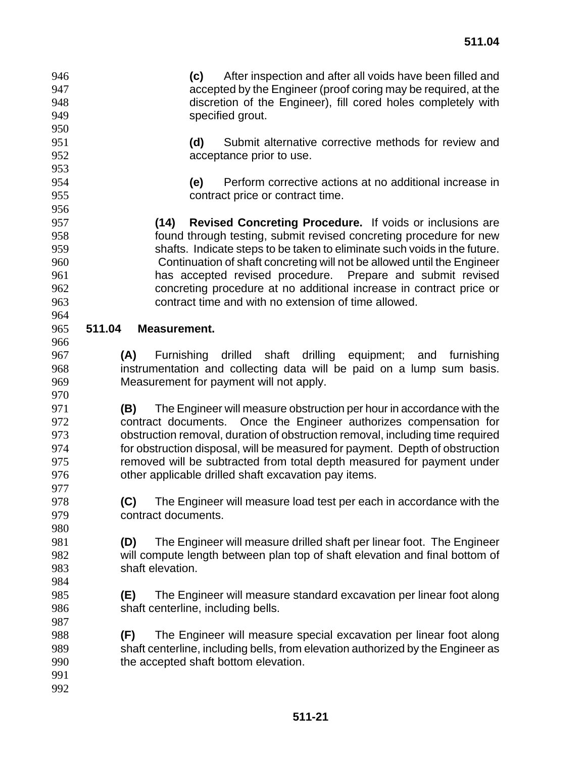**(c)** After inspection and after all voids have been filled and accepted by the Engineer (proof coring may be required, at the discretion of the Engineer), fill cored holes completely with specified grout.

**(d)** Submit alternative corrective methods for review and acceptance prior to use.

**(e)** Perform corrective actions at no additional increase in contract price or contract time.

**(14) Revised Concreting Procedure.** If voids or inclusions are found through testing, submit revised concreting procedure for new shafts. Indicate steps to be taken to eliminate such voids in the future. Continuation of shaft concreting will not be allowed until the Engineer has accepted revised procedure. Prepare and submit revised concreting procedure at no additional increase in contract price or contract time and with no extension of time allowed.

## 511.04 Measurement.

**(A)** Furnishing drilled shaft drilling equipment; and furnishing instrumentation and collecting data will be paid on a lump sum basis. Measurement for payment will not apply.

**(B)** The Engineer will measure obstruction per hour in accordance with the contract documents. Once the Engineer authorizes compensation for obstruction removal, duration of obstruction removal, including time required for obstruction disposal, will be measured for payment. Depth of obstruction removed will be subtracted from total depth measured for payment under other applicable drilled shaft excavation pay items.

**(C)** The Engineer will measure load test per each in accordance with the contract documents.

**(D)** The Engineer will measure drilled shaft per linear foot. The Engineer will compute length between plan top of shaft elevation and final bottom of shaft elevation.

**(E)** The Engineer will measure standard excavation per linear foot along shaft centerline, including bells.

**(F)** The Engineer will measure special excavation per linear foot along shaft centerline, including bells, from elevation authorized by the Engineer as the accepted shaft bottom elevation.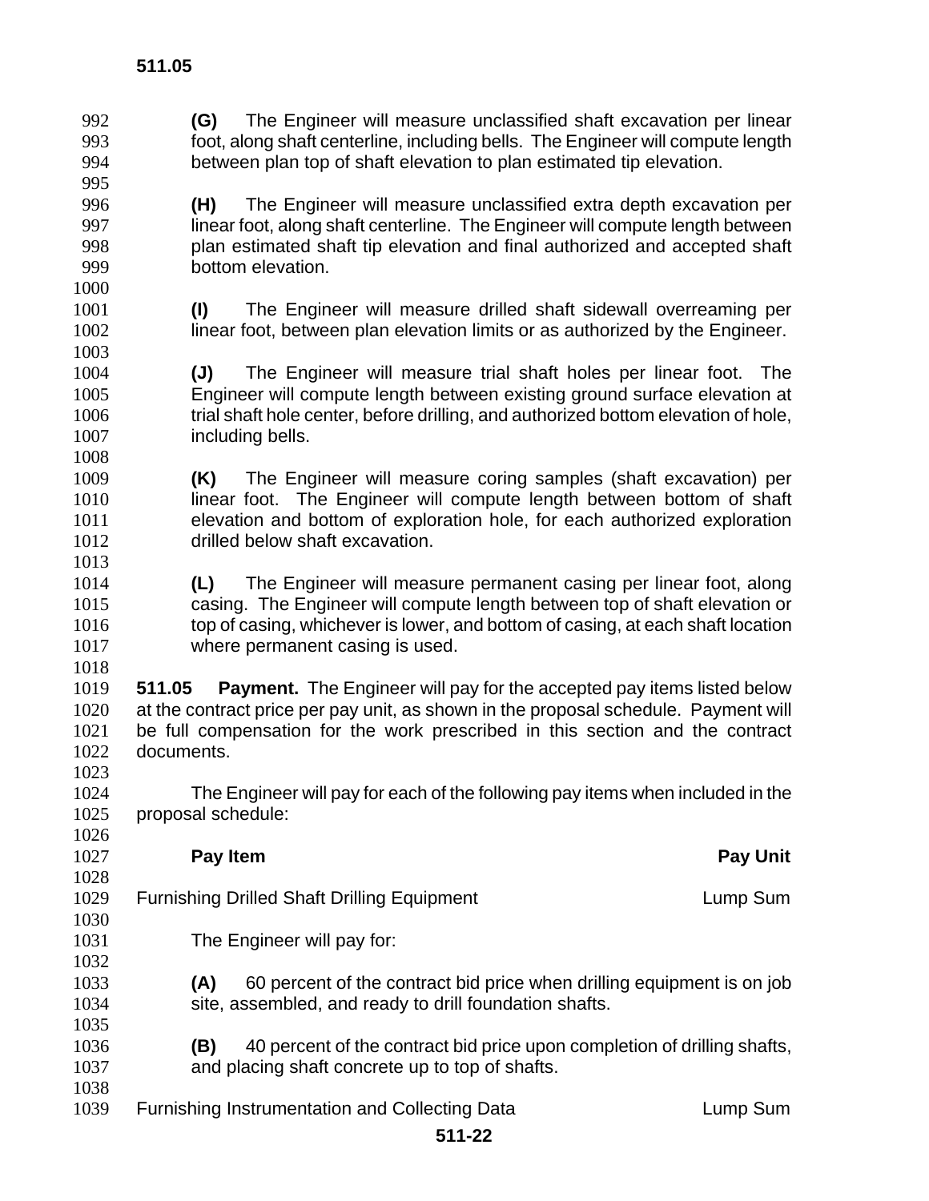**(G)** The Engineer will measure unclassified shaft excavation per linear foot, along shaft centerline, including bells. The Engineer will compute length between plan top of shaft elevation to plan estimated tip elevation.

**(H)** The Engineer will measure unclassified extra depth excavation per linear foot, along shaft centerline. The Engineer will compute length between plan estimated shaft tip elevation and final authorized and accepted shaft bottom elevation.

**(I)** The Engineer will measure drilled shaft sidewall overreaming per linear foot, between plan elevation limits or as authorized by the Engineer.

**(J)** The Engineer will measure trial shaft holes per linear foot. The Engineer will compute length between existing ground surface elevation at trial shaft hole center, before drilling, and authorized bottom elevation of hole, including bells.

**(K)** The Engineer will measure coring samples (shaft excavation) per linear foot. The Engineer will compute length between bottom of shaft elevation and bottom of exploration hole, for each authorized exploration drilled below shaft excavation.

**(L)** The Engineer will measure permanent casing per linear foot, along casing. The Engineer will compute length between top of shaft elevation or top of casing, whichever is lower, and bottom of casing, at each shaft location where permanent casing is used.

**511.05 Payment.** The Engineer will pay for the accepted pay items listed below at the contract price per pay unit, as shown in the proposal schedule. Payment will be full compensation for the work prescribed in this section and the contract documents.

The Engineer will pay for each of the following pay items when included in the proposal schedule:

| **Pay Item** | **Pay Unit** |
|---|---|
| Furnishing Drilled Shaft Drilling Equipment | Lump Sum |

The Engineer will pay for:

**(A)** 60 percent of the contract bid price when drilling equipment is on job site, assembled, and ready to drill foundation shafts.

**(B)** 40 percent of the contract bid price upon completion of drilling shafts, and placing shaft concrete up to top of shafts.

| | |
|---|---|
| Furnishing Instrumentation and Collecting Data | Lump Sum |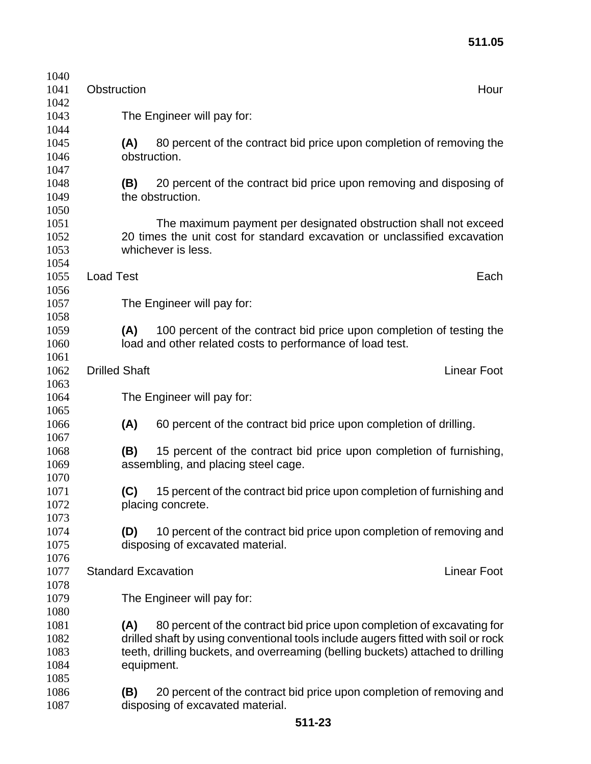Obstruction | Hour

The Engineer will pay for:

**(A)** 80 percent of the contract bid price upon completion of removing the obstruction.

**(B)** 20 percent of the contract bid price upon removing and disposing of the obstruction.

The maximum payment per designated obstruction shall not exceed 20 times the unit cost for standard excavation or unclassified excavation whichever is less.

Load Test | Each

The Engineer will pay for:

**(A)** 100 percent of the contract bid price upon completion of testing the load and other related costs to performance of load test.

Drilled Shaft | Linear Foot

The Engineer will pay for:

**(A)** 60 percent of the contract bid price upon completion of drilling.

**(B)** 15 percent of the contract bid price upon completion of furnishing, assembling, and placing steel cage.

**(C)** 15 percent of the contract bid price upon completion of furnishing and placing concrete.

**(D)** 10 percent of the contract bid price upon completion of removing and disposing of excavated material.

Standard Excavation | Linear Foot

The Engineer will pay for:

**(A)** 80 percent of the contract bid price upon completion of excavating for drilled shaft by using conventional tools include augers fitted with soil or rock teeth, drilling buckets, and overreaming (belling buckets) attached to drilling equipment.

**(B)** 20 percent of the contract bid price upon completion of removing and disposing of excavated material.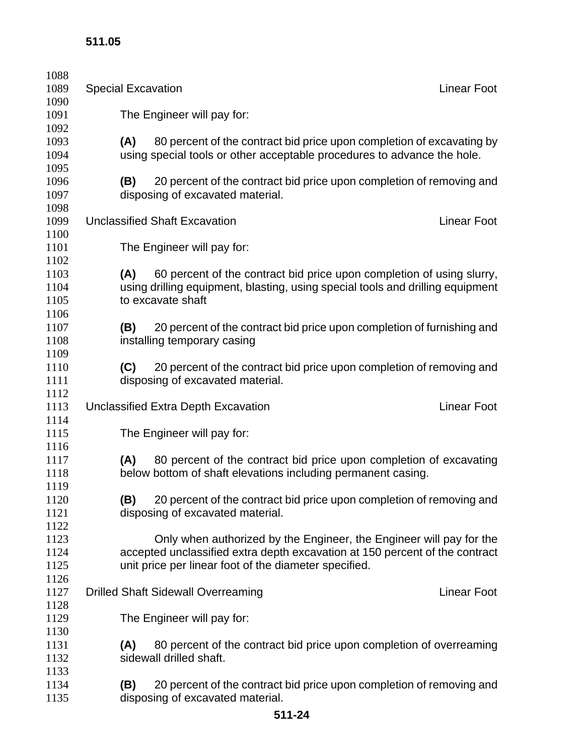Special Excavation — Linear Foot

The Engineer will pay for:

**(A)** 80 percent of the contract bid price upon completion of excavating by using special tools or other acceptable procedures to advance the hole.

**(B)** 20 percent of the contract bid price upon completion of removing and disposing of excavated material.

Unclassified Shaft Excavation — Linear Foot

The Engineer will pay for:

**(A)** 60 percent of the contract bid price upon completion of using slurry, using drilling equipment, blasting, using special tools and drilling equipment to excavate shaft

**(B)** 20 percent of the contract bid price upon completion of furnishing and installing temporary casing

**(C)** 20 percent of the contract bid price upon completion of removing and disposing of excavated material.

Unclassified Extra Depth Excavation — Linear Foot

The Engineer will pay for:

**(A)** 80 percent of the contract bid price upon completion of excavating below bottom of shaft elevations including permanent casing.

**(B)** 20 percent of the contract bid price upon completion of removing and disposing of excavated material.

Only when authorized by the Engineer, the Engineer will pay for the accepted unclassified extra depth excavation at 150 percent of the contract unit price per linear foot of the diameter specified.

Drilled Shaft Sidewall Overreaming — Linear Foot

The Engineer will pay for:

**(A)** 80 percent of the contract bid price upon completion of overreaming sidewall drilled shaft.

**(B)** 20 percent of the contract bid price upon completion of removing and disposing of excavated material.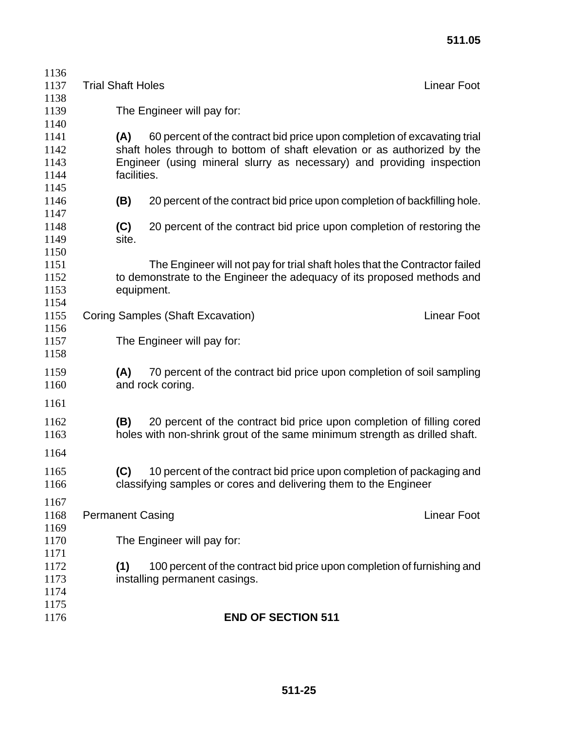Trial Shaft Holes Linear Foot

The Engineer will pay for:

**(A)** 60 percent of the contract bid price upon completion of excavating trial shaft holes through to bottom of shaft elevation or as authorized by the Engineer (using mineral slurry as necessary) and providing inspection facilities.

**(B)** 20 percent of the contract bid price upon completion of backfilling hole.

**(C)** 20 percent of the contract bid price upon completion of restoring the site.

The Engineer will not pay for trial shaft holes that the Contractor failed to demonstrate to the Engineer the adequacy of its proposed methods and equipment.

Coring Samples (Shaft Excavation) Linear Foot

The Engineer will pay for:

**(A)** 70 percent of the contract bid price upon completion of soil sampling and rock coring.

**(B)** 20 percent of the contract bid price upon completion of filling cored holes with non-shrink grout of the same minimum strength as drilled shaft.

**(C)** 10 percent of the contract bid price upon completion of packaging and classifying samples or cores and delivering them to the Engineer

Permanent Casing Linear Foot

The Engineer will pay for:

**(1)** 100 percent of the contract bid price upon completion of furnishing and installing permanent casings.

**END OF SECTION 511**